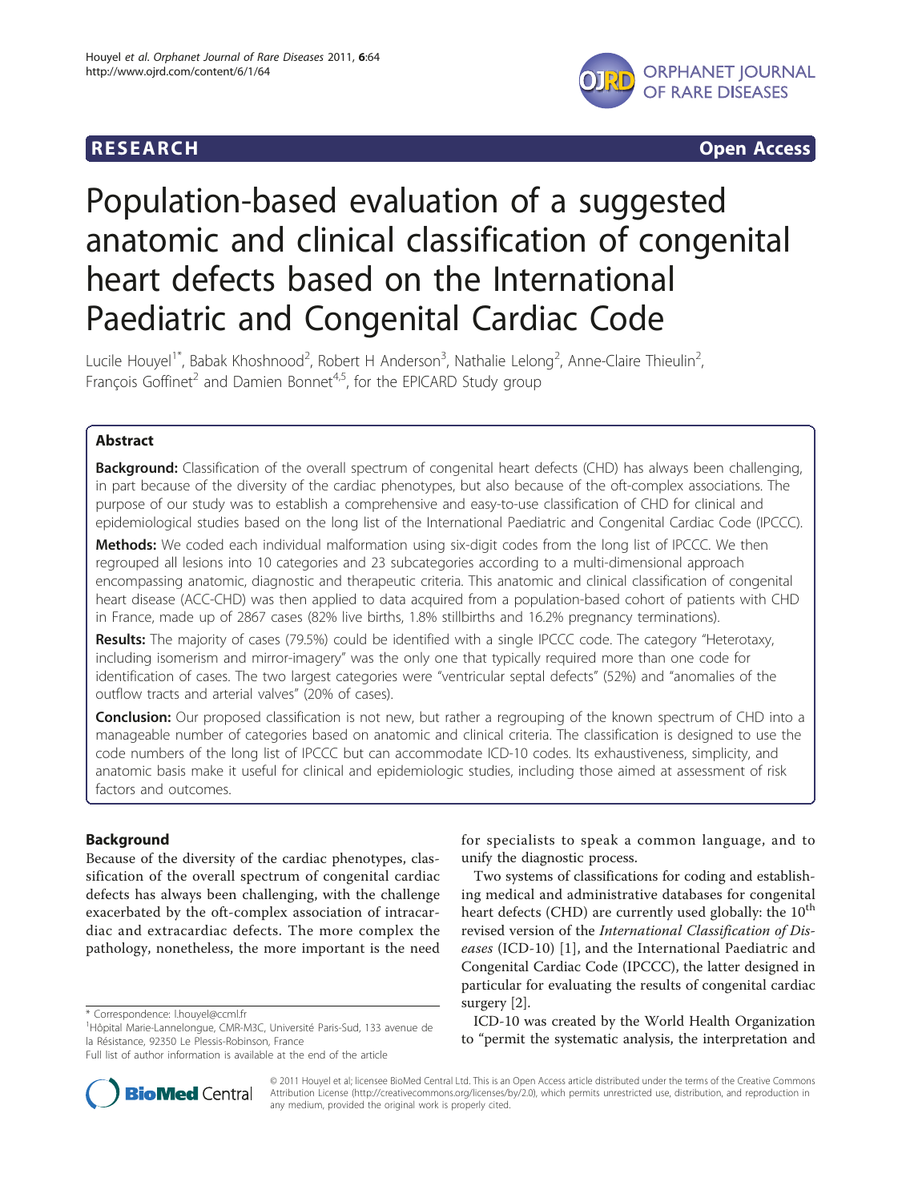RESEARCH Open Access

# Population-based evaluation of a suggested anatomic and clinical classification of congenital heart defects based on the International Paediatric and Congenital Cardiac Code

Lucile Houyel[1*], Babak Khoshnood[2], Robert H Anderson[3], Nathalie Lelong[2], Anne-Claire Thieulin[2], François Goffinet[2] and Damien Bonnet[4,5], for the EPICARD Study group

## Abstract

**Background:** Classification of the overall spectrum of congenital heart defects (CHD) has always been challenging, in part because of the diversity of the cardiac phenotypes, but also because of the oft-complex associations. The purpose of our study was to establish a comprehensive and easy-to-use classification of CHD for clinical and epidemiological studies based on the long list of the International Paediatric and Congenital Cardiac Code (IPCCC).

**Methods:** We coded each individual malformation using six-digit codes from the long list of IPCCC. We then regrouped all lesions into 10 categories and 23 subcategories according to a multi-dimensional approach encompassing anatomic, diagnostic and therapeutic criteria. This anatomic and clinical classification of congenital heart disease (ACC-CHD) was then applied to data acquired from a population-based cohort of patients with CHD in France, made up of 2867 cases (82% live births, 1.8% stillbirths and 16.2% pregnancy terminations).

**Results:** The majority of cases (79.5%) could be identified with a single IPCCC code. The category "Heterotaxy, including isomerism and mirror-imagery" was the only one that typically required more than one code for identification of cases. The two largest categories were "ventricular septal defects" (52%) and "anomalies of the outflow tracts and arterial valves" (20% of cases).

**Conclusion:** Our proposed classification is not new, but rather a regrouping of the known spectrum of CHD into a manageable number of categories based on anatomic and clinical criteria. The classification is designed to use the code numbers of the long list of IPCCC but can accommodate ICD-10 codes. Its exhaustiveness, simplicity, and anatomic basis make it useful for clinical and epidemiologic studies, including those aimed at assessment of risk factors and outcomes.

## Background

Because of the diversity of the cardiac phenotypes, classification of the overall spectrum of congenital cardiac defects has always been challenging, with the challenge exacerbated by the oft-complex association of intracardiac and extracardiac defects. The more complex the pathology, nonetheless, the more important is the need for specialists to speak a common language, and to unify the diagnostic process.

Two systems of classifications for coding and establishing medical and administrative databases for congenital heart defects (CHD) are currently used globally: the 10th revised version of the *International Classification of Diseases* (ICD-10) [1], and the International Paediatric and Congenital Cardiac Code (IPCCC), the latter designed in particular for evaluating the results of congenital cardiac surgery [2].

ICD-10 was created by the World Health Organization to "permit the systematic analysis, the interpretation and

\* Correspondence: l.houyel@ccml.fr
[1]Hôpital Marie-Lannelongue, CMR-M3C, Université Paris-Sud, 133 avenue de la Résistance, 92350 Le Plessis-Robinson, France
Full list of author information is available at the end of the article

© 2011 Houyel et al; licensee BioMed Central Ltd. This is an Open Access article distributed under the terms of the Creative Commons Attribution License (http://creativecommons.org/licenses/by/2.0), which permits unrestricted use, distribution, and reproduction in any medium, provided the original work is properly cited.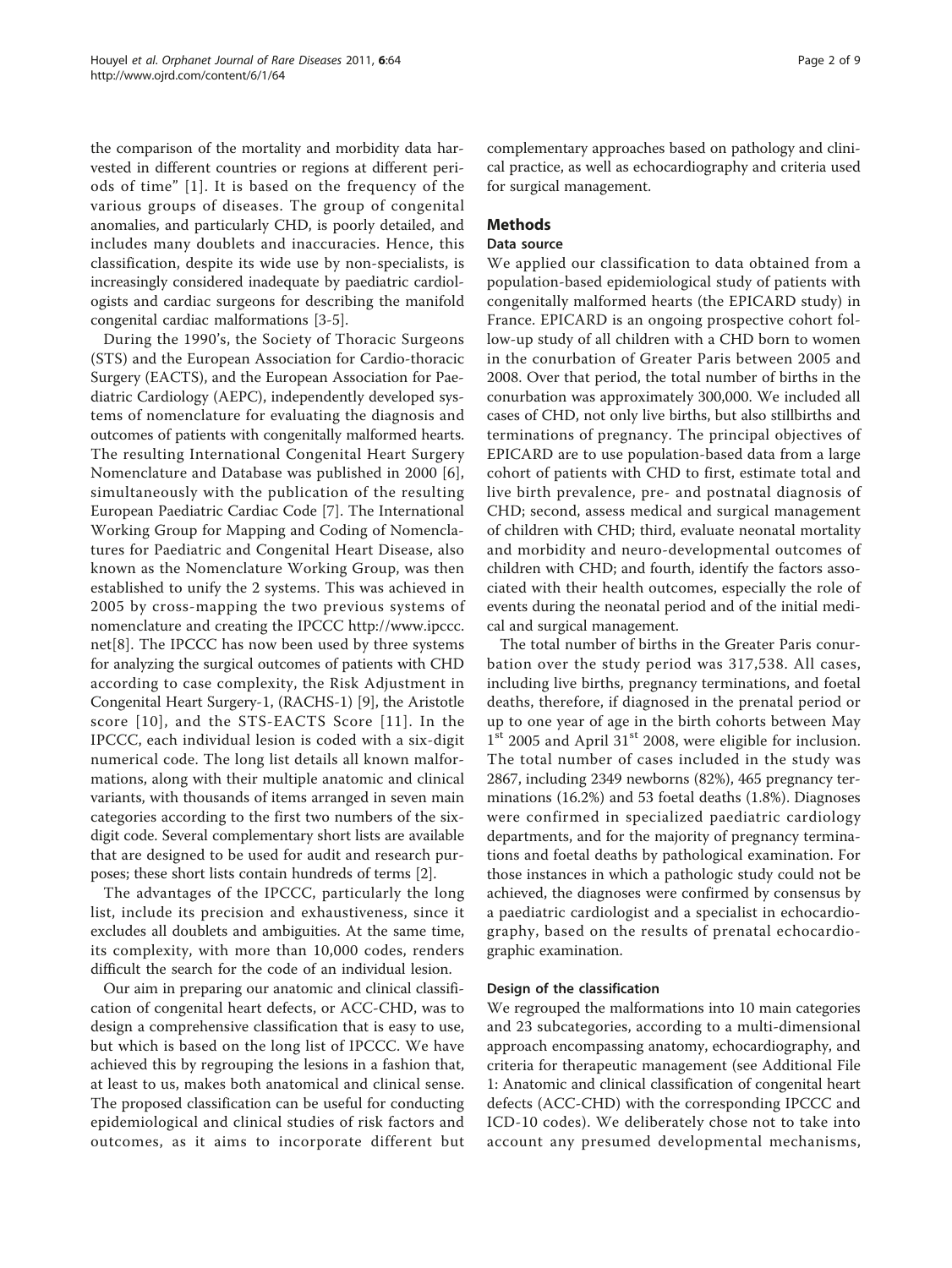the comparison of the mortality and morbidity data harvested in different countries or regions at different periods of time" [1]. It is based on the frequency of the various groups of diseases. The group of congenital anomalies, and particularly CHD, is poorly detailed, and includes many doublets and inaccuracies. Hence, this classification, despite its wide use by non-specialists, is increasingly considered inadequate by paediatric cardiologists and cardiac surgeons for describing the manifold congenital cardiac malformations [3-5].

During the 1990's, the Society of Thoracic Surgeons (STS) and the European Association for Cardio-thoracic Surgery (EACTS), and the European Association for Paediatric Cardiology (AEPC), independently developed systems of nomenclature for evaluating the diagnosis and outcomes of patients with congenitally malformed hearts. The resulting International Congenital Heart Surgery Nomenclature and Database was published in 2000 [6], simultaneously with the publication of the resulting European Paediatric Cardiac Code [7]. The International Working Group for Mapping and Coding of Nomenclatures for Paediatric and Congenital Heart Disease, also known as the Nomenclature Working Group, was then established to unify the 2 systems. This was achieved in 2005 by cross-mapping the two previous systems of nomenclature and creating the IPCCC http://www.ipccc.net[8]. The IPCCC has now been used by three systems for analyzing the surgical outcomes of patients with CHD according to case complexity, the Risk Adjustment in Congenital Heart Surgery-1, (RACHS-1) [9], the Aristotle score [10], and the STS-EACTS Score [11]. In the IPCCC, each individual lesion is coded with a six-digit numerical code. The long list details all known malformations, along with their multiple anatomic and clinical variants, with thousands of items arranged in seven main categories according to the first two numbers of the six-digit code. Several complementary short lists are available that are designed to be used for audit and research purposes; these short lists contain hundreds of terms [2].

The advantages of the IPCCC, particularly the long list, include its precision and exhaustiveness, since it excludes all doublets and ambiguities. At the same time, its complexity, with more than 10,000 codes, renders difficult the search for the code of an individual lesion.

Our aim in preparing our anatomic and clinical classification of congenital heart defects, or ACC-CHD, was to design a comprehensive classification that is easy to use, but which is based on the long list of IPCCC. We have achieved this by regrouping the lesions in a fashion that, at least to us, makes both anatomical and clinical sense. The proposed classification can be useful for conducting epidemiological and clinical studies of risk factors and outcomes, as it aims to incorporate different but complementary approaches based on pathology and clinical practice, as well as echocardiography and criteria used for surgical management.

## Methods

### Data source

We applied our classification to data obtained from a population-based epidemiological study of patients with congenitally malformed hearts (the EPICARD study) in France. EPICARD is an ongoing prospective cohort follow-up study of all children with a CHD born to women in the conurbation of Greater Paris between 2005 and 2008. Over that period, the total number of births in the conurbation was approximately 300,000. We included all cases of CHD, not only live births, but also stillbirths and terminations of pregnancy. The principal objectives of EPICARD are to use population-based data from a large cohort of patients with CHD to first, estimate total and live birth prevalence, pre- and postnatal diagnosis of CHD; second, assess medical and surgical management of children with CHD; third, evaluate neonatal mortality and morbidity and neuro-developmental outcomes of children with CHD; and fourth, identify the factors associated with their health outcomes, especially the role of events during the neonatal period and of the initial medical and surgical management.

The total number of births in the Greater Paris conurbation over the study period was 317,538. All cases, including live births, pregnancy terminations, and foetal deaths, therefore, if diagnosed in the prenatal period or up to one year of age in the birth cohorts between May 1st 2005 and April 31st 2008, were eligible for inclusion. The total number of cases included in the study was 2867, including 2349 newborns (82%), 465 pregnancy terminations (16.2%) and 53 foetal deaths (1.8%). Diagnoses were confirmed in specialized paediatric cardiology departments, and for the majority of pregnancy terminations and foetal deaths by pathological examination. For those instances in which a pathologic study could not be achieved, the diagnoses were confirmed by consensus by a paediatric cardiologist and a specialist in echocardiography, based on the results of prenatal echocardiographic examination.

### Design of the classification

We regrouped the malformations into 10 main categories and 23 subcategories, according to a multi-dimensional approach encompassing anatomy, echocardiography, and criteria for therapeutic management (see Additional File 1: Anatomic and clinical classification of congenital heart defects (ACC-CHD) with the corresponding IPCCC and ICD-10 codes). We deliberately chose not to take into account any presumed developmental mechanisms,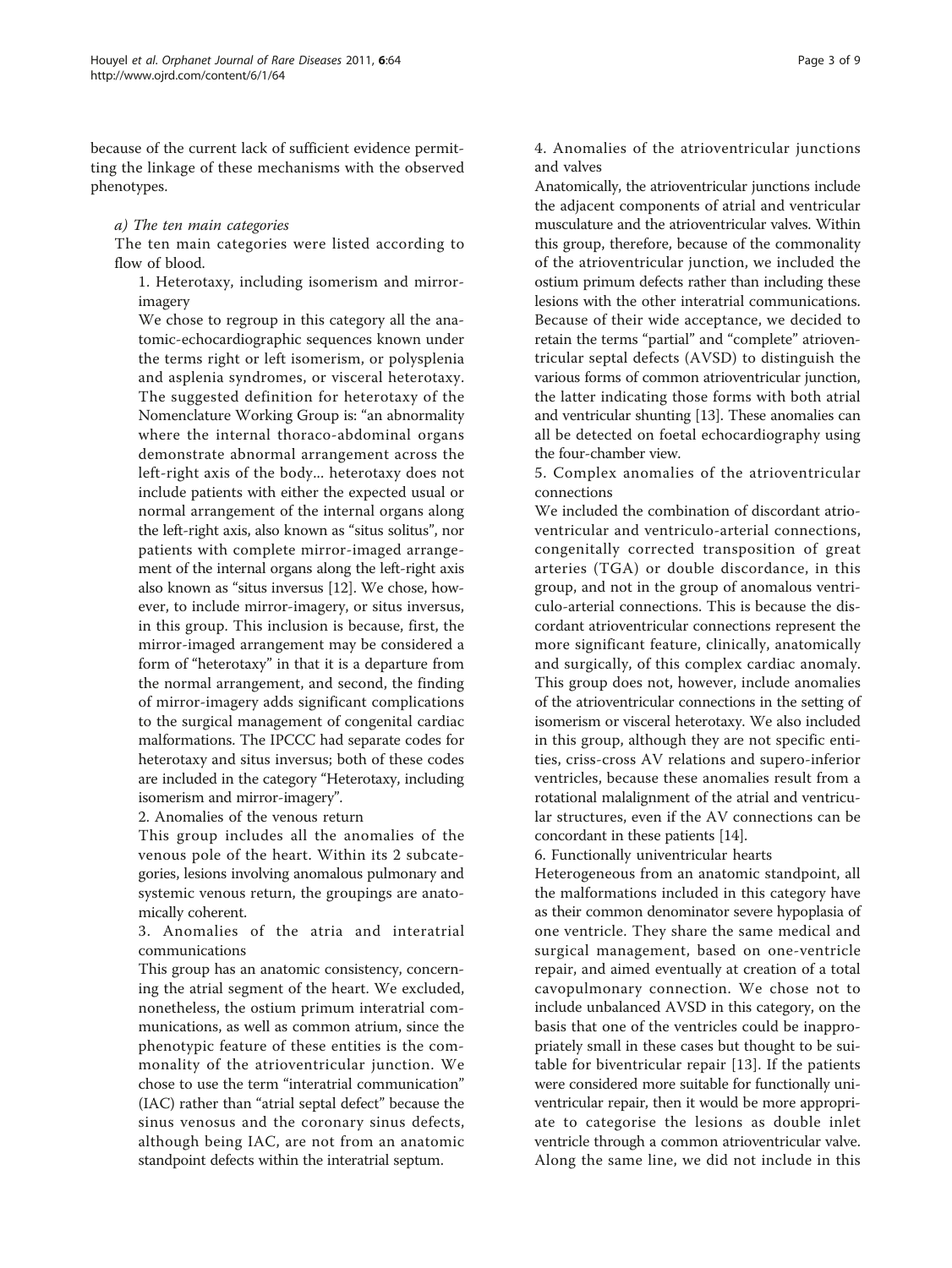because of the current lack of sufficient evidence permitting the linkage of these mechanisms with the observed phenotypes.

*a) The ten main categories*

The ten main categories were listed according to flow of blood.

1. Heterotaxy, including isomerism and mirror-imagery

We chose to regroup in this category all the anatomic-echocardiographic sequences known under the terms right or left isomerism, or polysplenia and asplenia syndromes, or visceral heterotaxy. The suggested definition for heterotaxy of the Nomenclature Working Group is: "an abnormality where the internal thoraco-abdominal organs demonstrate abnormal arrangement across the left-right axis of the body... heterotaxy does not include patients with either the expected usual or normal arrangement of the internal organs along the left-right axis, also known as "situs solitus", nor patients with complete mirror-imaged arrangement of the internal organs along the left-right axis also known as "situs inversus [12]. We chose, however, to include mirror-imagery, or situs inversus, in this group. This inclusion is because, first, the mirror-imaged arrangement may be considered a form of "heterotaxy" in that it is a departure from the normal arrangement, and second, the finding of mirror-imagery adds significant complications to the surgical management of congenital cardiac malformations. The IPCCC had separate codes for heterotaxy and situs inversus; both of these codes are included in the category "Heterotaxy, including isomerism and mirror-imagery".

2. Anomalies of the venous return

This group includes all the anomalies of the venous pole of the heart. Within its 2 subcategories, lesions involving anomalous pulmonary and systemic venous return, the groupings are anatomically coherent.

3. Anomalies of the atria and interatrial communications

This group has an anatomic consistency, concerning the atrial segment of the heart. We excluded, nonetheless, the ostium primum interatrial communications, as well as common atrium, since the phenotypic feature of these entities is the commonality of the atrioventricular junction. We chose to use the term "interatrial communication" (IAC) rather than "atrial septal defect" because the sinus venosus and the coronary sinus defects, although being IAC, are not from an anatomic standpoint defects within the interatrial septum.

4. Anomalies of the atrioventricular junctions and valves

Anatomically, the atrioventricular junctions include the adjacent components of atrial and ventricular musculature and the atrioventricular valves. Within this group, therefore, because of the commonality of the atrioventricular junction, we included the ostium primum defects rather than including these lesions with the other interatrial communications. Because of their wide acceptance, we decided to retain the terms "partial" and "complete" atrioventricular septal defects (AVSD) to distinguish the various forms of common atrioventricular junction, the latter indicating those forms with both atrial and ventricular shunting [13]. These anomalies can all be detected on foetal echocardiography using the four-chamber view.

5. Complex anomalies of the atrioventricular connections

We included the combination of discordant atrioventricular and ventriculo-arterial connections, congenitally corrected transposition of great arteries (TGA) or double discordance, in this group, and not in the group of anomalous ventriculo-arterial connections. This is because the discordant atrioventricular connections represent the more significant feature, clinically, anatomically and surgically, of this complex cardiac anomaly. This group does not, however, include anomalies of the atrioventricular connections in the setting of isomerism or visceral heterotaxy. We also included in this group, although they are not specific entities, criss-cross AV relations and supero-inferior ventricles, because these anomalies result from a rotational malalignment of the atrial and ventricular structures, even if the AV connections can be concordant in these patients [14].

6. Functionally univentricular hearts

Heterogeneous from an anatomic standpoint, all the malformations included in this category have as their common denominator severe hypoplasia of one ventricle. They share the same medical and surgical management, based on one-ventricle repair, and aimed eventually at creation of a total cavopulmonary connection. We chose not to include unbalanced AVSD in this category, on the basis that one of the ventricles could be inappropriately small in these cases but thought to be suitable for biventricular repair [13]. If the patients were considered more suitable for functionally univentricular repair, then it would be more appropriate to categorise the lesions as double inlet ventricle through a common atrioventricular valve. Along the same line, we did not include in this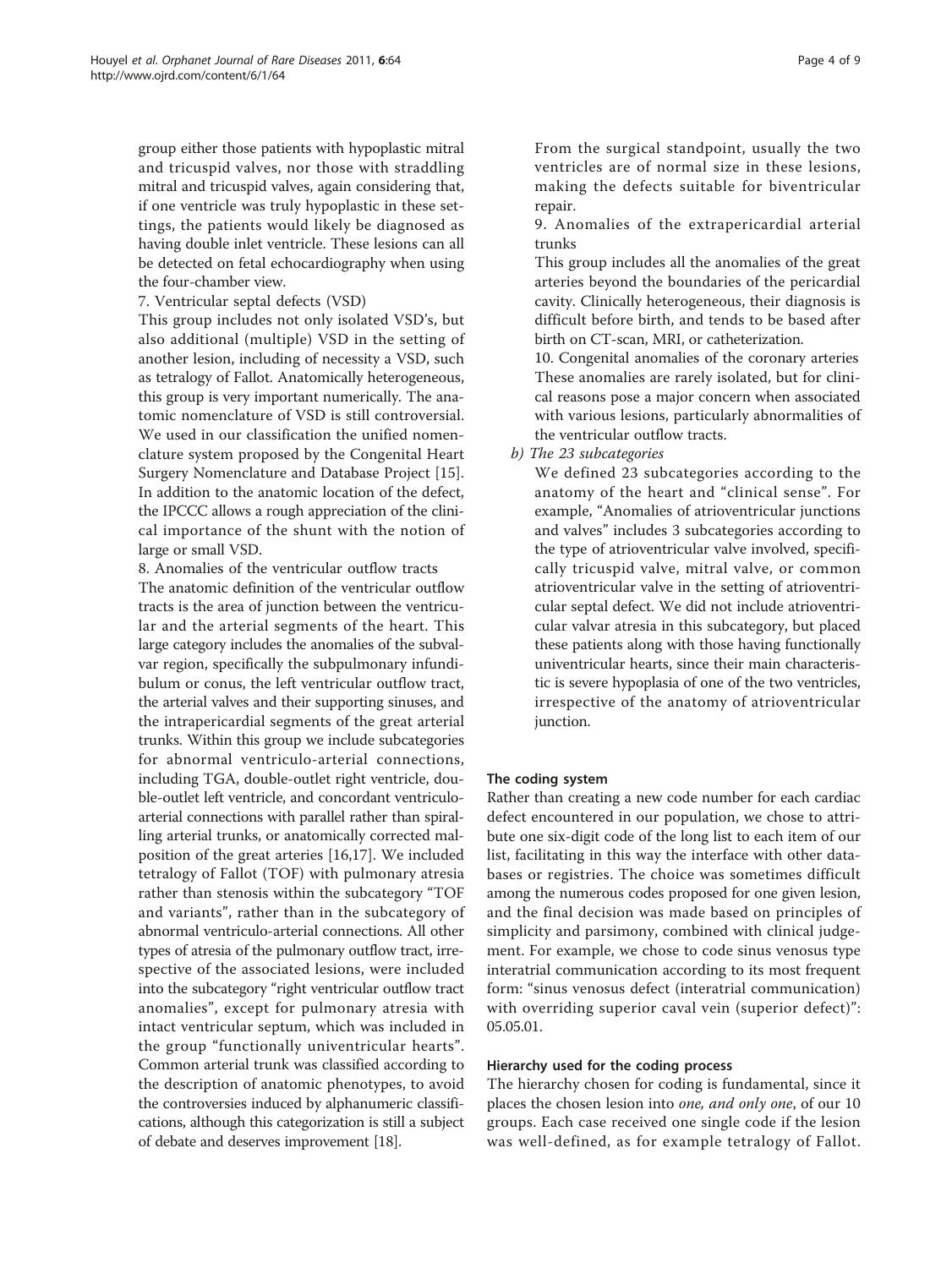group either those patients with hypoplastic mitral and tricuspid valves, nor those with straddling mitral and tricuspid valves, again considering that, if one ventricle was truly hypoplastic in these settings, the patients would likely be diagnosed as having double inlet ventricle. These lesions can all be detected on fetal echocardiography when using the four-chamber view.

7. Ventricular septal defects (VSD)

This group includes not only isolated VSD's, but also additional (multiple) VSD in the setting of another lesion, including of necessity a VSD, such as tetralogy of Fallot. Anatomically heterogeneous, this group is very important numerically. The anatomic nomenclature of VSD is still controversial. We used in our classification the unified nomenclature system proposed by the Congenital Heart Surgery Nomenclature and Database Project [15]. In addition to the anatomic location of the defect, the IPCCC allows a rough appreciation of the clinical importance of the shunt with the notion of large or small VSD.

8. Anomalies of the ventricular outflow tracts

The anatomic definition of the ventricular outflow tracts is the area of junction between the ventricular and the arterial segments of the heart. This large category includes the anomalies of the subvalvar region, specifically the subpulmonary infundibulum or conus, the left ventricular outflow tract, the arterial valves and their supporting sinuses, and the intrapericardial segments of the great arterial trunks. Within this group we include subcategories for abnormal ventriculo-arterial connections, including TGA, double-outlet right ventricle, double-outlet left ventricle, and concordant ventriculo-arterial connections with parallel rather than spiralling arterial trunks, or anatomically corrected malposition of the great arteries [16,17]. We included tetralogy of Fallot (TOF) with pulmonary atresia rather than stenosis within the subcategory "TOF and variants", rather than in the subcategory of abnormal ventriculo-arterial connections. All other types of atresia of the pulmonary outflow tract, irrespective of the associated lesions, were included into the subcategory "right ventricular outflow tract anomalies", except for pulmonary atresia with intact ventricular septum, which was included in the group "functionally univentricular hearts". Common arterial trunk was classified according to the description of anatomic phenotypes, to avoid the controversies induced by alphanumeric classifications, although this categorization is still a subject of debate and deserves improvement [18].

From the surgical standpoint, usually the two ventricles are of normal size in these lesions, making the defects suitable for biventricular repair.

9. Anomalies of the extrapericardial arterial trunks

This group includes all the anomalies of the great arteries beyond the boundaries of the pericardial cavity. Clinically heterogeneous, their diagnosis is difficult before birth, and tends to be based after birth on CT-scan, MRI, or catheterization.

10. Congenital anomalies of the coronary arteries

These anomalies are rarely isolated, but for clinical reasons pose a major concern when associated with various lesions, particularly abnormalities of the ventricular outflow tracts.

*b) The 23 subcategories*

We defined 23 subcategories according to the anatomy of the heart and "clinical sense". For example, "Anomalies of atrioventricular junctions and valves" includes 3 subcategories according to the type of atrioventricular valve involved, specifically tricuspid valve, mitral valve, or common atrioventricular valve in the setting of atrioventricular septal defect. We did not include atrioventricular valvar atresia in this subcategory, but placed these patients along with those having functionally univentricular hearts, since their main characteristic is severe hypoplasia of one of the two ventricles, irrespective of the anatomy of atrioventricular junction.

### The coding system

Rather than creating a new code number for each cardiac defect encountered in our population, we chose to attribute one six-digit code of the long list to each item of our list, facilitating in this way the interface with other databases or registries. The choice was sometimes difficult among the numerous codes proposed for one given lesion, and the final decision was made based on principles of simplicity and parsimony, combined with clinical judgement. For example, we chose to code sinus venosus type interatrial communication according to its most frequent form: "sinus venosus defect (interatrial communication) with overriding superior caval vein (superior defect)": 05.05.01.

### Hierarchy used for the coding process

The hierarchy chosen for coding is fundamental, since it places the chosen lesion into *one, and only one*, of our 10 groups. Each case received one single code if the lesion was well-defined, as for example tetralogy of Fallot.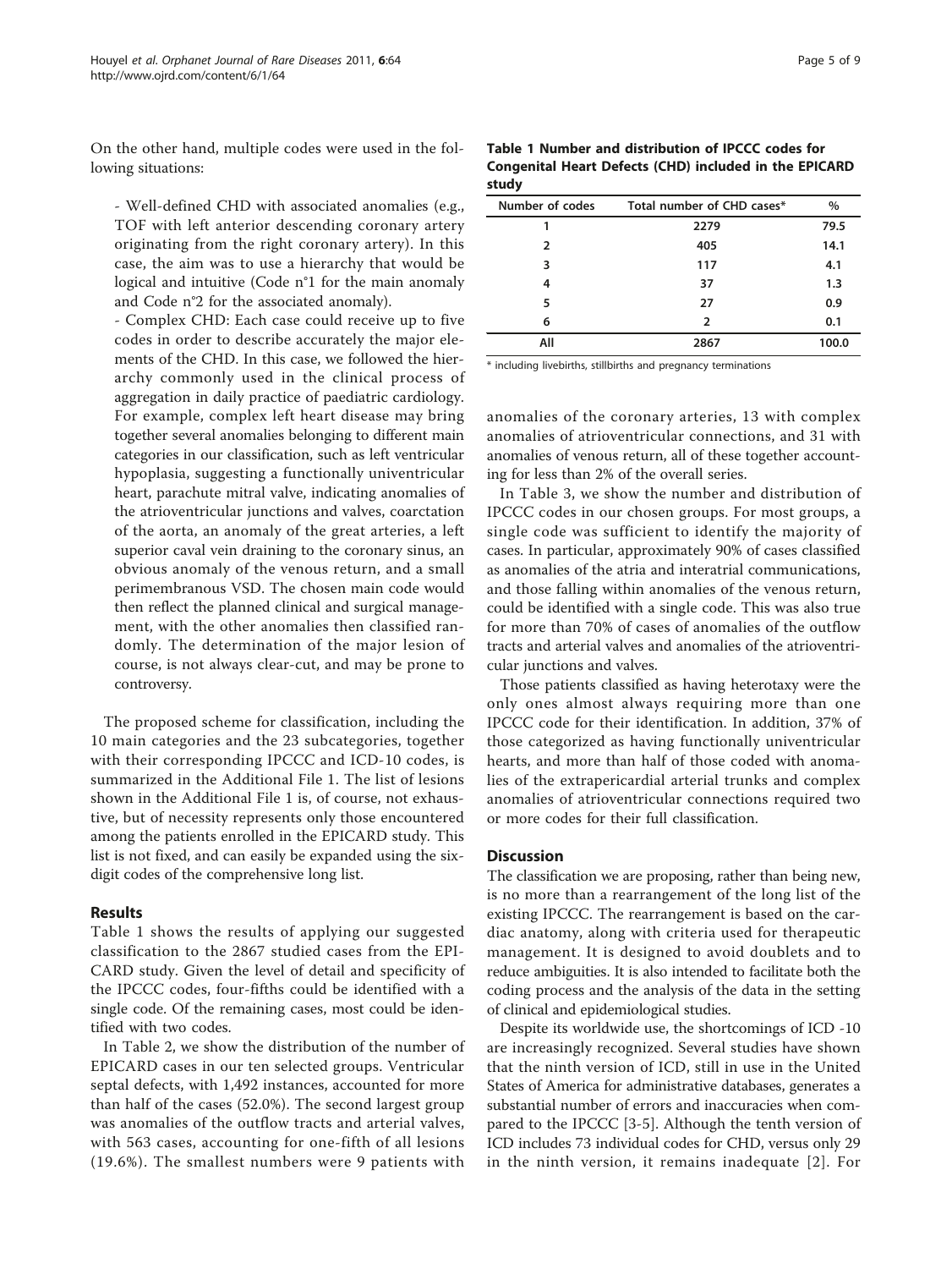On the other hand, multiple codes were used in the following situations:

- Well-defined CHD with associated anomalies (e.g., TOF with left anterior descending coronary artery originating from the right coronary artery). In this case, the aim was to use a hierarchy that would be logical and intuitive (Code n°1 for the main anomaly and Code n°2 for the associated anomaly).
- Complex CHD: Each case could receive up to five codes in order to describe accurately the major elements of the CHD. In this case, we followed the hierarchy commonly used in the clinical process of aggregation in daily practice of paediatric cardiology. For example, complex left heart disease may bring together several anomalies belonging to different main categories in our classification, such as left ventricular hypoplasia, suggesting a functionally univentricular heart, parachute mitral valve, indicating anomalies of the atrioventricular junctions and valves, coarctation of the aorta, an anomaly of the great arteries, a left superior caval vein draining to the coronary sinus, an obvious anomaly of the venous return, and a small perimembranous VSD. The chosen main code would then reflect the planned clinical and surgical management, with the other anomalies then classified randomly. The determination of the major lesion of course, is not always clear-cut, and may be prone to controversy.

The proposed scheme for classification, including the 10 main categories and the 23 subcategories, together with their corresponding IPCCC and ICD-10 codes, is summarized in the Additional File 1. The list of lesions shown in the Additional File 1 is, of course, not exhaustive, but of necessity represents only those encountered among the patients enrolled in the EPICARD study. This list is not fixed, and can easily be expanded using the six-digit codes of the comprehensive long list.

## Results

Table 1 shows the results of applying our suggested classification to the 2867 studied cases from the EPICARD study. Given the level of detail and specificity of the IPCCC codes, four-fifths could be identified with a single code. Of the remaining cases, most could be identified with two codes.

In Table 2, we show the distribution of the number of EPICARD cases in our ten selected groups. Ventricular septal defects, with 1,492 instances, accounted for more than half of the cases (52.0%). The second largest group was anomalies of the outflow tracts and arterial valves, with 563 cases, accounting for one-fifth of all lesions (19.6%). The smallest numbers were 9 patients with anomalies of the coronary arteries, 13 with complex anomalies of atrioventricular connections, and 31 with anomalies of venous return, all of these together accounting for less than 2% of the overall series.

**Table 1 Number and distribution of IPCCC codes for Congenital Heart Defects (CHD) included in the EPICARD study**

| Number of codes | Total number of CHD cases* | % |
|---|---|---|
| 1 | 2279 | 79.5 |
| 2 | 405 | 14.1 |
| 3 | 117 | 4.1 |
| 4 | 37 | 1.3 |
| 5 | 27 | 0.9 |
| 6 | 2 | 0.1 |
| All | 2867 | 100.0 |

\* including livebirths, stillbirths and pregnancy terminations

In Table 3, we show the number and distribution of IPCCC codes in our chosen groups. For most groups, a single code was sufficient to identify the majority of cases. In particular, approximately 90% of cases classified as anomalies of the atria and interatrial communications, and those falling within anomalies of the venous return, could be identified with a single code. This was also true for more than 70% of cases of anomalies of the outflow tracts and arterial valves and anomalies of the atrioventricular junctions and valves.

Those patients classified as having heterotaxy were the only ones almost always requiring more than one IPCCC code for their identification. In addition, 37% of those categorized as having functionally univentricular hearts, and more than half of those coded with anomalies of the extrapericardial arterial trunks and complex anomalies of atrioventricular connections required two or more codes for their full classification.

## Discussion

The classification we are proposing, rather than being new, is no more than a rearrangement of the long list of the existing IPCCC. The rearrangement is based on the cardiac anatomy, along with criteria used for therapeutic management. It is designed to avoid doublets and to reduce ambiguities. It is also intended to facilitate both the coding process and the analysis of the data in the setting of clinical and epidemiological studies.

Despite its worldwide use, the shortcomings of ICD -10 are increasingly recognized. Several studies have shown that the ninth version of ICD, still in use in the United States of America for administrative databases, generates a substantial number of errors and inaccuracies when compared to the IPCCC [3-5]. Although the tenth version of ICD includes 73 individual codes for CHD, versus only 29 in the ninth version, it remains inadequate [2]. For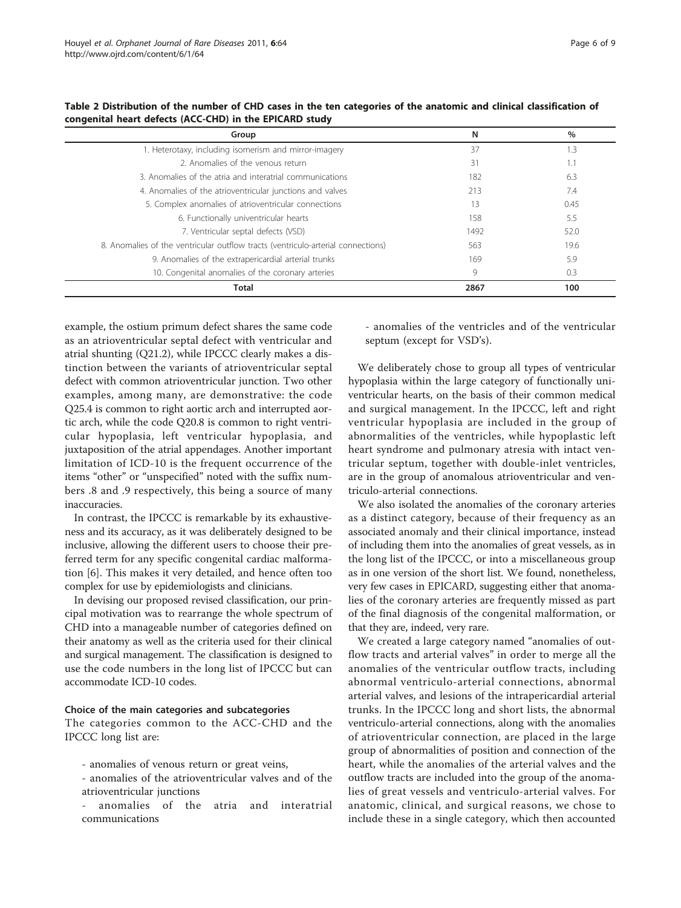**Table 2 Distribution of the number of CHD cases in the ten categories of the anatomic and clinical classification of congenital heart defects (ACC-CHD) in the EPICARD study**

| Group | N | % |
|---|---|---|
| 1. Heterotaxy, including isomerism and mirror-imagery | 37 | 1.3 |
| 2. Anomalies of the venous return | 31 | 1.1 |
| 3. Anomalies of the atria and interatrial communications | 182 | 6.3 |
| 4. Anomalies of the atrioventricular junctions and valves | 213 | 7.4 |
| 5. Complex anomalies of atrioventricular connections | 13 | 0.45 |
| 6. Functionally univentricular hearts | 158 | 5.5 |
| 7. Ventricular septal defects (VSD) | 1492 | 52.0 |
| 8. Anomalies of the ventricular outflow tracts (ventriculo-arterial connections) | 563 | 19.6 |
| 9. Anomalies of the extrapericardial arterial trunks | 169 | 5.9 |
| 10. Congenital anomalies of the coronary arteries | 9 | 0.3 |
| **Total** | **2867** | **100** |

example, the ostium primum defect shares the same code as an atrioventricular septal defect with ventricular and atrial shunting (Q21.2), while IPCCC clearly makes a distinction between the variants of atrioventricular septal defect with common atrioventricular junction. Two other examples, among many, are demonstrative: the code Q25.4 is common to right aortic arch and interrupted aortic arch, while the code Q20.8 is common to right ventricular hypoplasia, left ventricular hypoplasia, and juxtaposition of the atrial appendages. Another important limitation of ICD-10 is the frequent occurrence of the items "other" or "unspecified" noted with the suffix numbers .8 and .9 respectively, this being a source of many inaccuracies.

In contrast, the IPCCC is remarkable by its exhaustiveness and its accuracy, as it was deliberately designed to be inclusive, allowing the different users to choose their preferred term for any specific congenital cardiac malformation [6]. This makes it very detailed, and hence often too complex for use by epidemiologists and clinicians.

In devising our proposed revised classification, our principal motivation was to rearrange the whole spectrum of CHD into a manageable number of categories defined on their anatomy as well as the criteria used for their clinical and surgical management. The classification is designed to use the code numbers in the long list of IPCCC but can accommodate ICD-10 codes.

### Choice of the main categories and subcategories

The categories common to the ACC-CHD and the IPCCC long list are:

- anomalies of venous return or great veins,
- anomalies of the atrioventricular valves and of the atrioventricular junctions
- anomalies of the atria and interatrial communications
- anomalies of the ventricles and of the ventricular septum (except for VSD's).

We deliberately chose to group all types of ventricular hypoplasia within the large category of functionally univentricular hearts, on the basis of their common medical and surgical management. In the IPCCC, left and right ventricular hypoplasia are included in the group of abnormalities of the ventricles, while hypoplastic left heart syndrome and pulmonary atresia with intact ventricular septum, together with double-inlet ventricles, are in the group of anomalous atrioventricular and ventriculo-arterial connections.

We also isolated the anomalies of the coronary arteries as a distinct category, because of their frequency as an associated anomaly and their clinical importance, instead of including them into the anomalies of great vessels, as in the long list of the IPCCC, or into a miscellaneous group as in one version of the short list. We found, nonetheless, very few cases in EPICARD, suggesting either that anomalies of the coronary arteries are frequently missed as part of the final diagnosis of the congenital malformation, or that they are, indeed, very rare.

We created a large category named "anomalies of outflow tracts and arterial valves" in order to merge all the anomalies of the ventricular outflow tracts, including abnormal ventriculo-arterial connections, abnormal arterial valves, and lesions of the intrapericardial arterial trunks. In the IPCCC long and short lists, the abnormal ventriculo-arterial connections, along with the anomalies of atrioventricular connection, are placed in the large group of abnormalities of position and connection of the heart, while the anomalies of the arterial valves and the outflow tracts are included into the group of the anomalies of great vessels and ventriculo-arterial valves. For anatomic, clinical, and surgical reasons, we chose to include these in a single category, which then accounted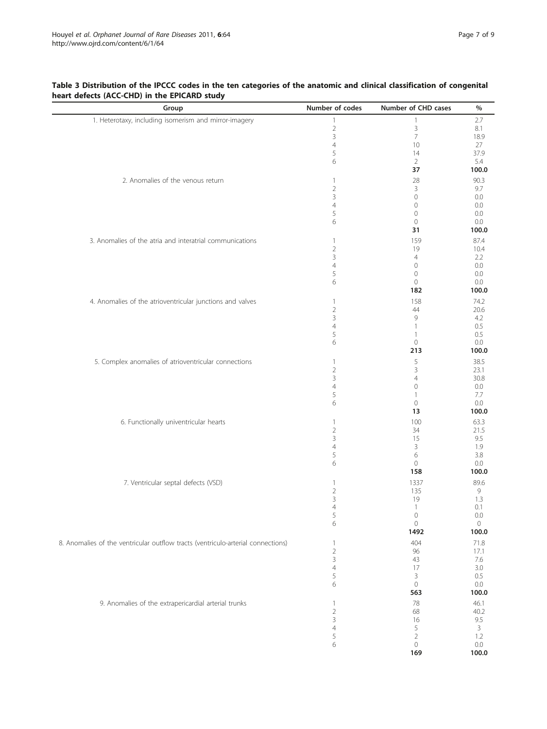**Table 3 Distribution of the IPCCC codes in the ten categories of the anatomic and clinical classification of congenital heart defects (ACC-CHD) in the EPICARD study**

| Group | Number of codes | Number of CHD cases | % |
|---|---|---|---|
| 1. Heterotaxy, including isomerism and mirror-imagery | 1 | 1 | 2.7 |
| | 2 | 3 | 8.1 |
| | 3 | 7 | 18.9 |
| | 4 | 10 | 27 |
| | 5 | 14 | 37.9 |
| | 6 | 2 | 5.4 |
| | | **37** | **100.0** |
| 2. Anomalies of the venous return | 1 | 28 | 90.3 |
| | 2 | 3 | 9.7 |
| | 3 | 0 | 0.0 |
| | 4 | 0 | 0.0 |
| | 5 | 0 | 0.0 |
| | 6 | 0 | 0.0 |
| | | **31** | **100.0** |
| 3. Anomalies of the atria and interatrial communications | 1 | 159 | 87.4 |
| | 2 | 19 | 10.4 |
| | 3 | 4 | 2.2 |
| | 4 | 0 | 0.0 |
| | 5 | 0 | 0.0 |
| | 6 | 0 | 0.0 |
| | | **182** | **100.0** |
| 4. Anomalies of the atrioventricular junctions and valves | 1 | 158 | 74.2 |
| | 2 | 44 | 20.6 |
| | 3 | 9 | 4.2 |
| | 4 | 1 | 0.5 |
| | 5 | 1 | 0.5 |
| | 6 | 0 | 0.0 |
| | | **213** | **100.0** |
| 5. Complex anomalies of atrioventricular connections | 1 | 5 | 38.5 |
| | 2 | 3 | 23.1 |
| | 3 | 4 | 30.8 |
| | 4 | 0 | 0.0 |
| | 5 | 1 | 7.7 |
| | 6 | 0 | 0.0 |
| | | **13** | **100.0** |
| 6. Functionally univentricular hearts | 1 | 100 | 63.3 |
| | 2 | 34 | 21.5 |
| | 3 | 15 | 9.5 |
| | 4 | 3 | 1.9 |
| | 5 | 6 | 3.8 |
| | 6 | 0 | 0.0 |
| | | **158** | **100.0** |
| 7. Ventricular septal defects (VSD) | 1 | 1337 | 89.6 |
| | 2 | 135 | 9 |
| | 3 | 19 | 1.3 |
| | 4 | 1 | 0.1 |
| | 5 | 0 | 0.0 |
| | 6 | 0 | 0 |
| | | **1492** | **100.0** |
| 8. Anomalies of the ventricular outflow tracts (ventriculo-arterial connections) | 1 | 404 | 71.8 |
| | 2 | 96 | 17.1 |
| | 3 | 43 | 7.6 |
| | 4 | 17 | 3.0 |
| | 5 | 3 | 0.5 |
| | 6 | 0 | 0.0 |
| | | **563** | **100.0** |
| 9. Anomalies of the extrapericardial arterial trunks | 1 | 78 | 46.1 |
| | 2 | 68 | 40.2 |
| | 3 | 16 | 9.5 |
| | 4 | 5 | 3 |
| | 5 | 2 | 1.2 |
| | 6 | 0 | 0.0 |
| | | **169** | **100.0** |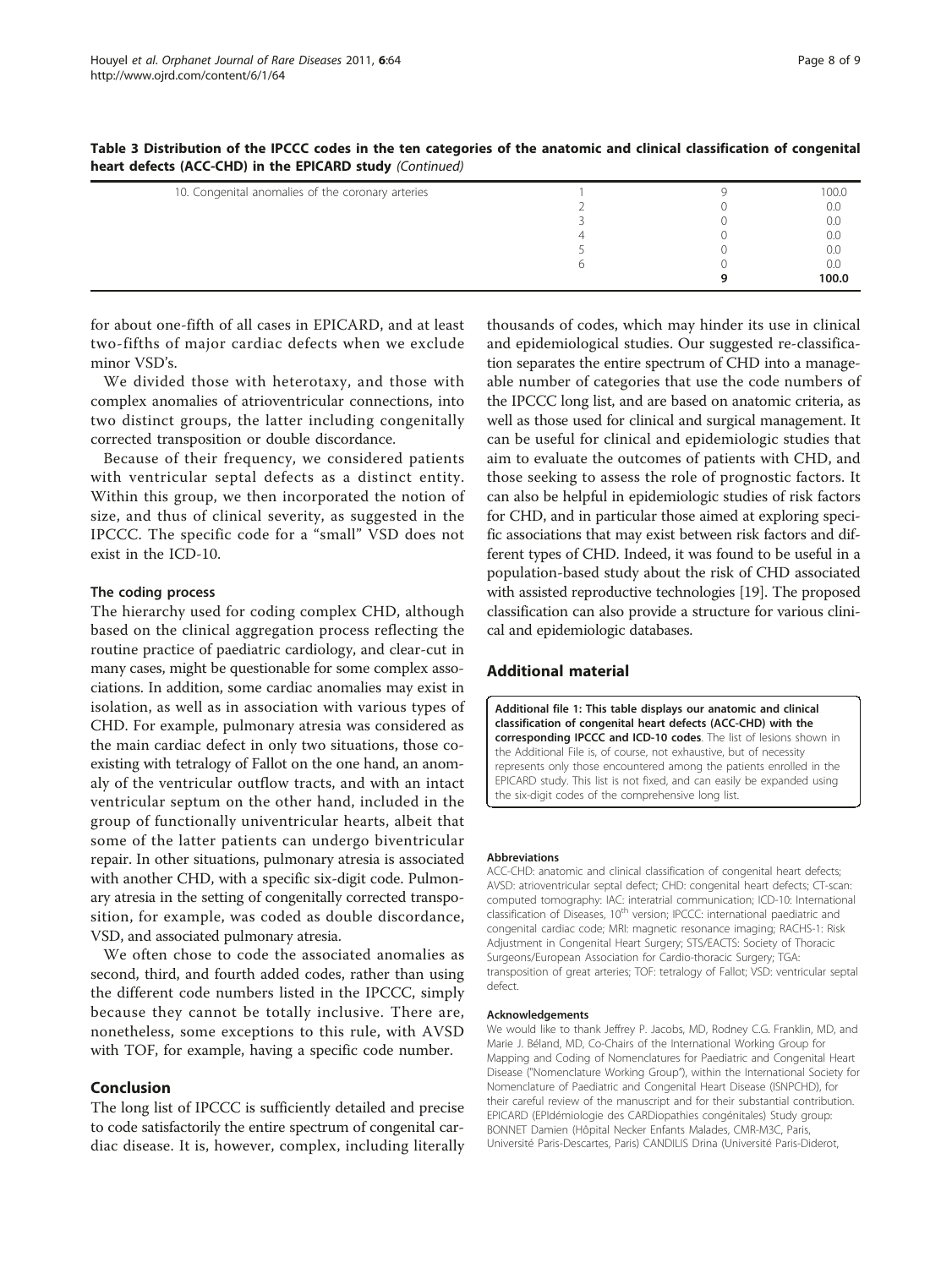**Table 3 Distribution of the IPCCC codes in the ten categories of the anatomic and clinical classification of congenital heart defects (ACC-CHD) in the EPICARD study** *(Continued)*

| | | | |
|---|---|---|---|
| 10. Congenital anomalies of the coronary arteries | 1 | 9 | 100.0 |
| | 2 | 0 | 0.0 |
| | 3 | 0 | 0.0 |
| | 4 | 0 | 0.0 |
| | 5 | 0 | 0.0 |
| | 6 | 0 | 0.0 |
| | | **9** | **100.0** |

for about one-fifth of all cases in EPICARD, and at least two-fifths of major cardiac defects when we exclude minor VSD's.

We divided those with heterotaxy, and those with complex anomalies of atrioventricular connections, into two distinct groups, the latter including congenitally corrected transposition or double discordance.

Because of their frequency, we considered patients with ventricular septal defects as a distinct entity. Within this group, we then incorporated the notion of size, and thus of clinical severity, as suggested in the IPCCC. The specific code for a "small" VSD does not exist in the ICD-10.

### The coding process

The hierarchy used for coding complex CHD, although based on the clinical aggregation process reflecting the routine practice of paediatric cardiology, and clear-cut in many cases, might be questionable for some complex associations. In addition, some cardiac anomalies may exist in isolation, as well as in association with various types of CHD. For example, pulmonary atresia was considered as the main cardiac defect in only two situations, those co-existing with tetralogy of Fallot on the one hand, an anomaly of the ventricular outflow tracts, and with an intact ventricular septum on the other hand, included in the group of functionally univentricular hearts, albeit that some of the latter patients can undergo biventricular repair. In other situations, pulmonary atresia is associated with another CHD, with a specific six-digit code. Pulmonary atresia in the setting of congenitally corrected transposition, for example, was coded as double discordance, VSD, and associated pulmonary atresia.

We often chose to code the associated anomalies as second, third, and fourth added codes, rather than using the different code numbers listed in the IPCCC, simply because they cannot be totally inclusive. There are, nonetheless, some exceptions to this rule, with AVSD with TOF, for example, having a specific code number.

## Conclusion

The long list of IPCCC is sufficiently detailed and precise to code satisfactorily the entire spectrum of congenital cardiac disease. It is, however, complex, including literally thousands of codes, which may hinder its use in clinical and epidemiological studies. Our suggested re-classification separates the entire spectrum of CHD into a manageable number of categories that use the code numbers of the IPCCC long list, and are based on anatomic criteria, as well as those used for clinical and surgical management. It can be useful for clinical and epidemiologic studies that aim to evaluate the outcomes of patients with CHD, and those seeking to assess the role of prognostic factors. It can also be helpful in epidemiologic studies of risk factors for CHD, and in particular those aimed at exploring specific associations that may exist between risk factors and different types of CHD. Indeed, it was found to be useful in a population-based study about the risk of CHD associated with assisted reproductive technologies [19]. The proposed classification can also provide a structure for various clinical and epidemiologic databases.

## Additional material

**Additional file 1: This table displays our anatomic and clinical classification of congenital heart defects (ACC-CHD) with the corresponding IPCCC and ICD-10 codes**. The list of lesions shown in the Additional File is, of course, not exhaustive, but of necessity represents only those encountered among the patients enrolled in the EPICARD study. This list is not fixed, and can easily be expanded using the six-digit codes of the comprehensive long list.

#### Abbreviations

ACC-CHD: anatomic and clinical classification of congenital heart defects; AVSD: atrioventricular septal defect; CHD: congenital heart defects; CT-scan: computed tomography: IAC: interatrial communication; ICD-10: International classification of Diseases, 10th version; IPCCC: international paediatric and congenital cardiac code; MRI: magnetic resonance imaging; RACHS-1: Risk Adjustment in Congenital Heart Surgery; STS/EACTS: Society of Thoracic Surgeons/European Association for Cardio-thoracic Surgery; TGA: transposition of great arteries; TOF: tetralogy of Fallot; VSD: ventricular septal defect.

#### Acknowledgements

We would like to thank Jeffrey P. Jacobs, MD, Rodney C.G. Franklin, MD, and Marie J. Béland, MD, Co-Chairs of the International Working Group for Mapping and Coding of Nomenclatures for Paediatric and Congenital Heart Disease ("Nomenclature Working Group"), within the International Society for Nomenclature of Paediatric and Congenital Heart Disease (ISNPCHD), for their careful review of the manuscript and for their substantial contribution. EPICARD (EPIdémiologie des CARDiopathies congénitales) Study group: BONNET Damien (Hôpital Necker Enfants Malades, CMR-M3C, Paris, Université Paris-Descartes, Paris) CANDILIS Drina (Université Paris-Diderot,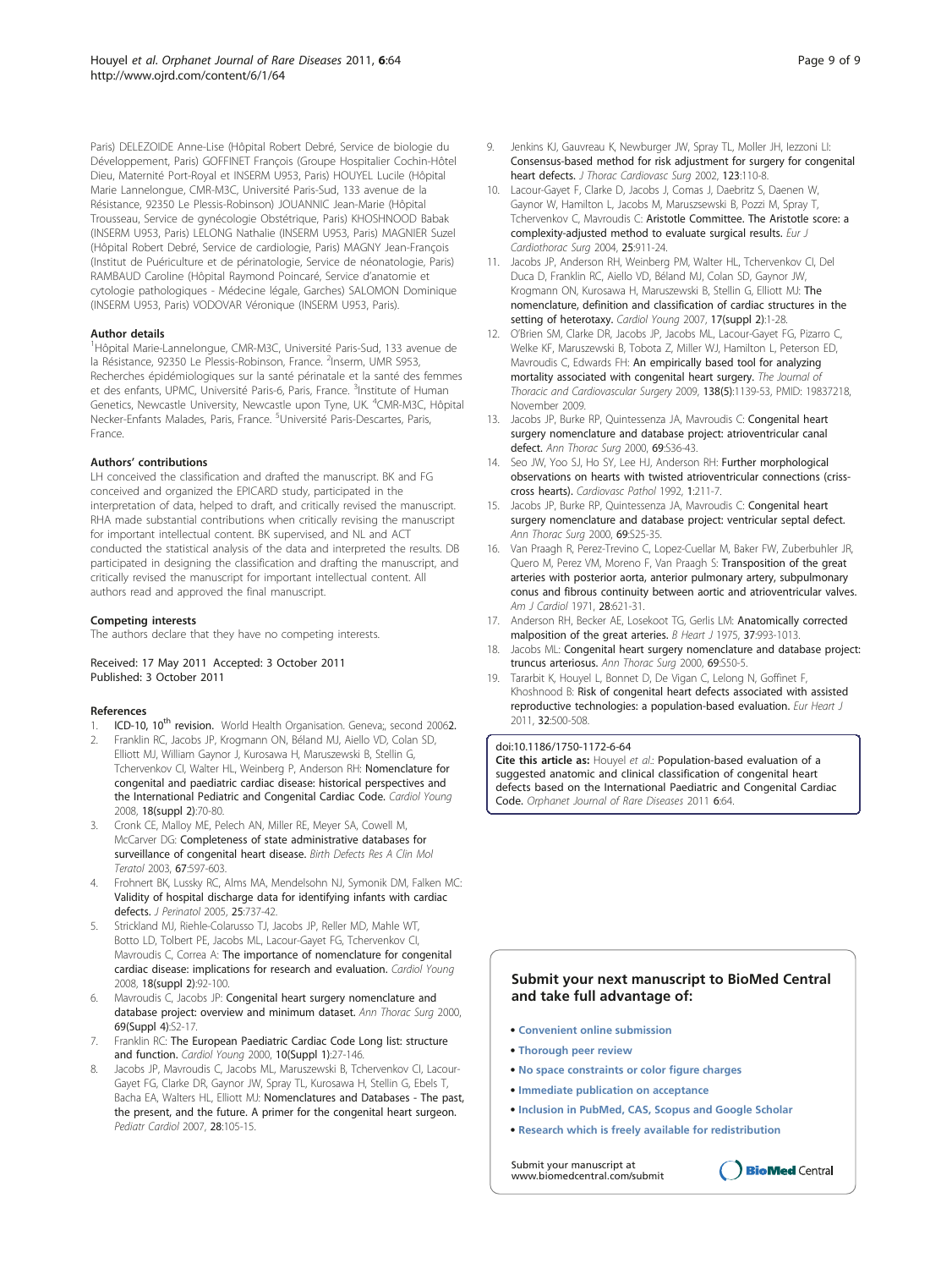Paris) DELEZOIDE Anne-Lise (Hôpital Robert Debré, Service de biologie du Développement, Paris) GOFFINET François (Groupe Hospitalier Cochin-Hôtel Dieu, Maternité Port-Royal et INSERM U953, Paris) HOUYEL Lucile (Hôpital Marie Lannelongue, CMR-M3C, Université Paris-Sud, 133 avenue de la Résistance, 92350 Le Plessis-Robinson) JOUANNIC Jean-Marie (Hôpital Trousseau, Service de gynécologie Obstétrique, Paris) KHOSHNOOD Babak (INSERM U953, Paris) LELONG Nathalie (INSERM U953, Paris) MAGNIER Suzel (Hôpital Robert Debré, Service de cardiologie, Paris) MAGNY Jean-François (Institut de Puériculture et de périnatologie, Service de néonatologie, Paris) RAMBAUD Caroline (Hôpital Raymond Poincaré, Service d'anatomie et cytologie pathologiques - Médecine légale, Garches) SALOMON Dominique (INSERM U953, Paris) VODOVAR Véronique (INSERM U953, Paris).

#### Author details

[1]Hôpital Marie-Lannelongue, CMR-M3C, Université Paris-Sud, 133 avenue de la Résistance, 92350 Le Plessis-Robinson, France. [2]Inserm, UMR S953, Recherches épidémiologiques sur la santé périnatale et la santé des femmes et des enfants, UPMC, Université Paris-6, Paris, France. [3]Institute of Human Genetics, Newcastle University, Newcastle upon Tyne, UK. [4]CMR-M3C, Hôpital Necker-Enfants Malades, Paris, France. [5]Université Paris-Descartes, Paris, France.

#### Authors' contributions

LH conceived the classification and drafted the manuscript. BK and FG conceived and organized the EPICARD study, participated in the interpretation of data, helped to draft, and critically revised the manuscript. RHA made substantial contributions when critically revising the manuscript for important intellectual content. BK supervised, and NL and ACT conducted the statistical analysis of the data and interpreted the results. DB participated in designing the classification and drafting the manuscript, and critically revised the manuscript for important intellectual content. All authors read and approved the final manuscript.

#### Competing interests

The authors declare that they have no competing interests.

Received: 17 May 2011 Accepted: 3 October 2011
Published: 3 October 2011

#### References

1. **ICD-10, 10th revision.** World Health Organisation. Geneva;, second 20062.
2. Franklin RC, Jacobs JP, Krogmann ON, Béland MJ, Aiello VD, Colan SD, Elliott MJ, William Gaynor J, Kurosawa H, Maruszewski B, Stellin G, Tchervenkov CI, Walter HL, Weinberg P, Anderson RH: **Nomenclature for congenital and paediatric cardiac disease: historical perspectives and the International Pediatric and Congenital Cardiac Code.** *Cardiol Young* 2008, **18(suppl 2)**:70-80.
3. Cronk CE, Malloy ME, Pelech AN, Miller RE, Meyer SA, Cowell M, McCarver DG: **Completeness of state administrative databases for surveillance of congenital heart disease.** *Birth Defects Res A Clin Mol Teratol* 2003, **67**:597-603.
4. Frohnert BK, Lussky RC, Alms MA, Mendelsohn NJ, Symonik DM, Falken MC: **Validity of hospital discharge data for identifying infants with cardiac defects.** *J Perinatol* 2005, **25**:737-42.
5. Strickland MJ, Riehle-Colarusso TJ, Jacobs JP, Reller MD, Mahle WT, Botto LD, Tolbert PE, Jacobs ML, Lacour-Gayet FG, Tchervenkov CI, Mavroudis C, Correa A: **The importance of nomenclature for congenital cardiac disease: implications for research and evaluation.** *Cardiol Young* 2008, **18(suppl 2)**:92-100.
6. Mavroudis C, Jacobs JP: **Congenital heart surgery nomenclature and database project: overview and minimum dataset.** *Ann Thorac Surg* 2000, **69(Suppl 4)**:S2-17.
7. Franklin RC: **The European Paediatric Cardiac Code Long list: structure and function.** *Cardiol Young* 2000, **10(Suppl 1)**:27-146.
8. Jacobs JP, Mavroudis C, Jacobs ML, Maruszewski B, Tchervenkov CI, Lacour-Gayet FG, Clarke DR, Gaynor JW, Spray TL, Kurosawa H, Stellin G, Ebels T, Bacha EA, Walters HL, Elliott MJ: **Nomenclatures and Databases - The past, the present, and the future. A primer for the congenital heart surgeon.** *Pediatr Cardiol* 2007, **28**:105-15.
9. Jenkins KJ, Gauvreau K, Newburger JW, Spray TL, Moller JH, Iezzoni LI: **Consensus-based method for risk adjustment for surgery for congenital heart defects.** *J Thorac Cardiovasc Surg* 2002, **123**:110-8.
10. Lacour-Gayet F, Clarke D, Jacobs J, Comas J, Daebritz S, Daenen W, Gaynor W, Hamilton L, Jacobs M, Maruszsewski B, Pozzi M, Spray T, Tchervenkov C, Mavroudis C: **Aristotle Committee. The Aristotle score: a complexity-adjusted method to evaluate surgical results.** *Eur J Cardiothorac Surg* 2004, **25**:911-24.
11. Jacobs JP, Anderson RH, Weinberg PM, Walter HL, Tchervenkov CI, Del Duca D, Franklin RC, Aiello VD, Béland MJ, Colan SD, Gaynor JW, Krogmann ON, Kurosawa H, Maruszewski B, Stellin G, Elliott MJ: **The nomenclature, definition and classification of cardiac structures in the setting of heterotaxy.** *Cardiol Young* 2007, **17(suppl 2)**:1-28.
12. O'Brien SM, Clarke DR, Jacobs JP, Jacobs ML, Lacour-Gayet FG, Pizarro C, Welke KF, Maruszewski B, Tobota Z, Miller WJ, Hamilton L, Peterson ED, Mavroudis C, Edwards FH: **An empirically based tool for analyzing mortality associated with congenital heart surgery.** *The Journal of Thoracic and Cardiovascular Surgery* 2009, **138(5)**:1139-53, PMID: 19837218, November 2009.
13. Jacobs JP, Burke RP, Quintessenza JA, Mavroudis C: **Congenital heart surgery nomenclature and database project: atrioventricular canal defect.** *Ann Thorac Surg* 2000, **69**:S36-43.
14. Seo JW, Yoo SJ, Ho SY, Lee HJ, Anderson RH: **Further morphological observations on hearts with twisted atrioventricular connections (criss-cross hearts).** *Cardiovasc Pathol* 1992, **1**:211-7.
15. Jacobs JP, Burke RP, Quintessenza JA, Mavroudis C: **Congenital heart surgery nomenclature and database project: ventricular septal defect.** *Ann Thorac Surg* 2000, **69**:S25-35.
16. Van Praagh R, Perez-Trevino C, Lopez-Cuellar M, Baker FW, Zuberbuhler JR, Quero M, Perez VM, Moreno F, Van Praagh S: **Transposition of the great arteries with posterior aorta, anterior pulmonary artery, subpulmonary conus and fibrous continuity between aortic and atrioventricular valves.** *Am J Cardiol* 1971, **28**:621-31.
17. Anderson RH, Becker AE, Losekoot TG, Gerlis LM: **Anatomically corrected malposition of the great arteries.** *B Heart J* 1975, **37**:993-1013.
18. Jacobs ML: **Congenital heart surgery nomenclature and database project: truncus arteriosus.** *Ann Thorac Surg* 2000, **69**:S50-5.
19. Tararbit K, Houyel L, Bonnet D, De Vigan C, Lelong N, Goffinet F, Khoshnood B: **Risk of congenital heart defects associated with assisted reproductive technologies: a population-based evaluation.** *Eur Heart J* 2011, **32**:500-508.

doi:10.1186/1750-1172-6-64

**Cite this article as:** Houyel *et al.*: Population-based evaluation of a suggested anatomic and clinical classification of congenital heart defects based on the International Paediatric and Congenital Cardiac Code. *Orphanet Journal of Rare Diseases* 2011 **6**:64.

**Submit your next manuscript to BioMed Central and take full advantage of:**

- **Convenient online submission**
- **Thorough peer review**
- **No space constraints or color figure charges**
- **Immediate publication on acceptance**
- **Inclusion in PubMed, CAS, Scopus and Google Scholar**
- **Research which is freely available for redistribution**

Submit your manuscript at
www.biomedcentral.com/submit

BioMed Central